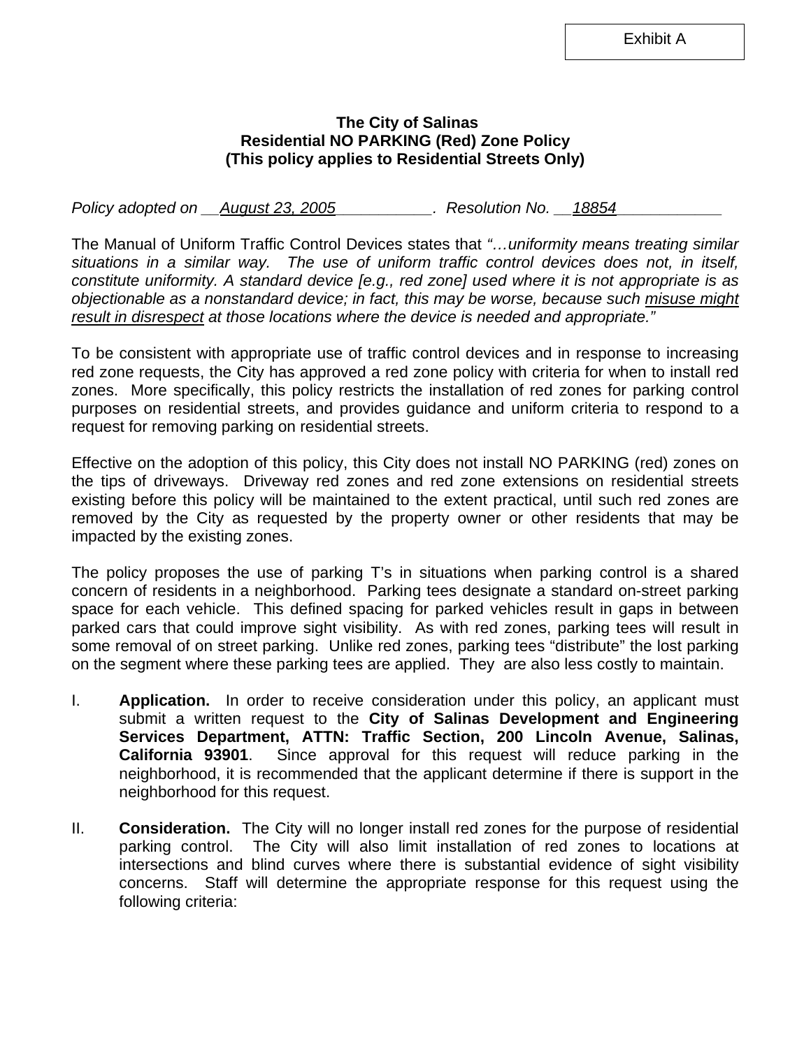Exhibit A

**The City of Salinas**
**Residential NO PARKING (Red) Zone Policy**
**(This policy applies to Residential Streets Only)**

*Policy adopted on* __<u>*August 23, 2005*</u>___________. *Resolution No.* __<u>*18854*</u>___________

The Manual of Uniform Traffic Control Devices states that *"…uniformity means treating similar situations in a similar way. The use of uniform traffic control devices does not, in itself, constitute uniformity. A standard device [e.g., red zone] used where it is not appropriate is as objectionable as a nonstandard device; in fact, this may be worse, because such <u>misuse might result in disrespect</u> at those locations where the device is needed and appropriate."*

To be consistent with appropriate use of traffic control devices and in response to increasing red zone requests, the City has approved a red zone policy with criteria for when to install red zones. More specifically, this policy restricts the installation of red zones for parking control purposes on residential streets, and provides guidance and uniform criteria to respond to a request for removing parking on residential streets.

Effective on the adoption of this policy, this City does not install NO PARKING (red) zones on the tips of driveways. Driveway red zones and red zone extensions on residential streets existing before this policy will be maintained to the extent practical, until such red zones are removed by the City as requested by the property owner or other residents that may be impacted by the existing zones.

The policy proposes the use of parking T's in situations when parking control is a shared concern of residents in a neighborhood. Parking tees designate a standard on-street parking space for each vehicle. This defined spacing for parked vehicles result in gaps in between parked cars that could improve sight visibility. As with red zones, parking tees will result in some removal of on street parking. Unlike red zones, parking tees "distribute" the lost parking on the segment where these parking tees are applied. They are also less costly to maintain.

I. **Application.** In order to receive consideration under this policy, an applicant must submit a written request to the **City of Salinas Development and Engineering Services Department, ATTN: Traffic Section, 200 Lincoln Avenue, Salinas, California 93901**. Since approval for this request will reduce parking in the neighborhood, it is recommended that the applicant determine if there is support in the neighborhood for this request.

II. **Consideration.** The City will no longer install red zones for the purpose of residential parking control. The City will also limit installation of red zones to locations at intersections and blind curves where there is substantial evidence of sight visibility concerns. Staff will determine the appropriate response for this request using the following criteria: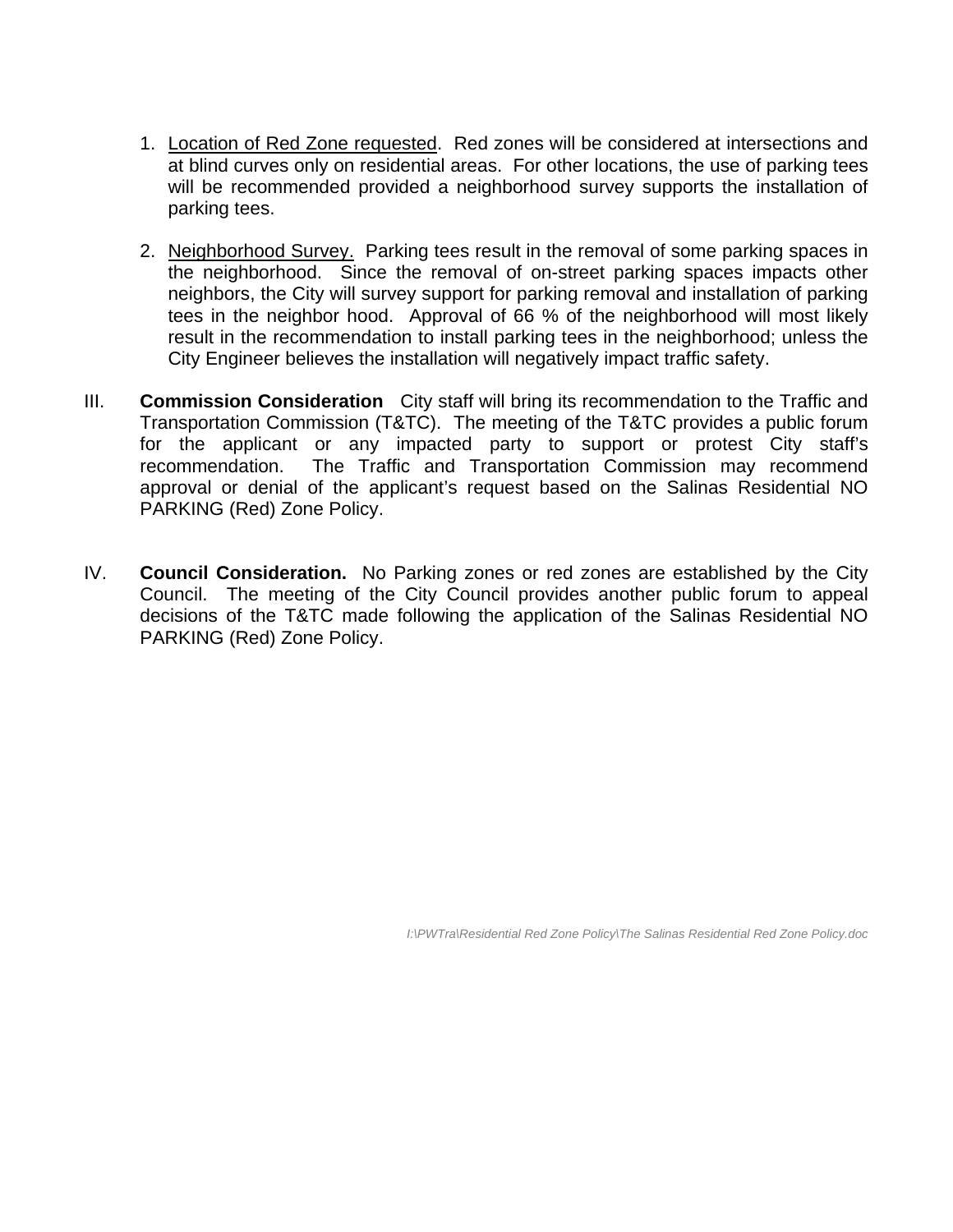1. Location of Red Zone requested. Red zones will be considered at intersections and at blind curves only on residential areas. For other locations, the use of parking tees will be recommended provided a neighborhood survey supports the installation of parking tees.

2. Neighborhood Survey. Parking tees result in the removal of some parking spaces in the neighborhood. Since the removal of on-street parking spaces impacts other neighbors, the City will survey support for parking removal and installation of parking tees in the neighbor hood. Approval of 66 % of the neighborhood will most likely result in the recommendation to install parking tees in the neighborhood; unless the City Engineer believes the installation will negatively impact traffic safety.

III. **Commission Consideration** City staff will bring its recommendation to the Traffic and Transportation Commission (T&TC). The meeting of the T&TC provides a public forum for the applicant or any impacted party to support or protest City staff's recommendation. The Traffic and Transportation Commission may recommend approval or denial of the applicant's request based on the Salinas Residential NO PARKING (Red) Zone Policy.

IV. **Council Consideration.** No Parking zones or red zones are established by the City Council. The meeting of the City Council provides another public forum to appeal decisions of the T&TC made following the application of the Salinas Residential NO PARKING (Red) Zone Policy.

*I:\PWTra\Residential Red Zone Policy\The Salinas Residential Red Zone Policy.doc*